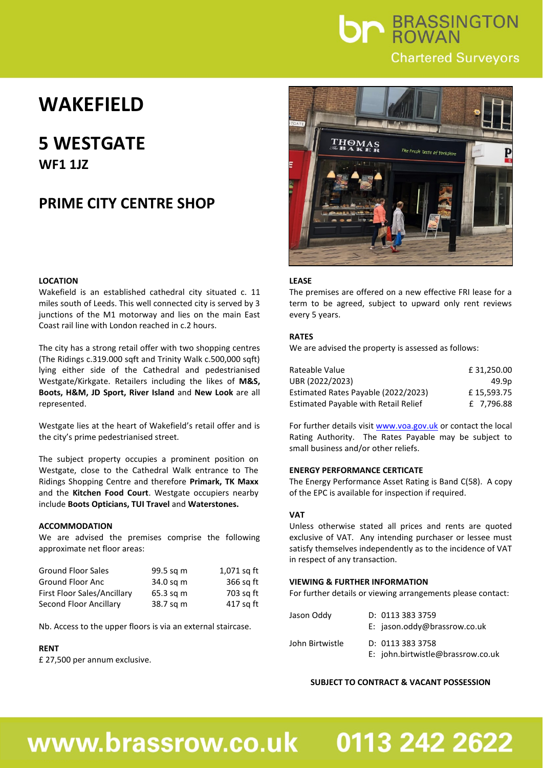BRASSINGTON ROWAN
Chartered Surveyors

# WAKEFIELD

# 5 WESTGATE

### WF1 1JZ

## PRIME CITY CENTRE SHOP

**LOCATION**

Wakefield is an established cathedral city situated c. 11 miles south of Leeds. This well connected city is served by 3 junctions of the M1 motorway and lies on the main East Coast rail line with London reached in c.2 hours.

The city has a strong retail offer with two shopping centres (The Ridings c.319.000 sqft and Trinity Walk c.500,000 sqft) lying either side of the Cathedral and pedestrianised Westgate/Kirkgate. Retailers including the likes of **M&S, Boots, H&M, JD Sport, River Island** and **New Look** are all represented.

Westgate lies at the heart of Wakefield's retail offer and is the city's prime pedestrianised street.

The subject property occupies a prominent position on Westgate, close to the Cathedral Walk entrance to The Ridings Shopping Centre and therefore **Primark, TK Maxx** and the **Kitchen Food Court**. Westgate occupiers nearby include **Boots Opticians, TUI Travel** and **Waterstones.**

**ACCOMMODATION**

We are advised the premises comprise the following approximate net floor areas:

| | | |
|---|---|---|
| Ground Floor Sales | 99.5 sq m | 1,071 sq ft |
| Ground Floor Anc | 34.0 sq m | 366 sq ft |
| First Floor Sales/Ancillary | 65.3 sq m | 703 sq ft |
| Second Floor Ancillary | 38.7 sq m | 417 sq ft |

Nb. Access to the upper floors is via an external staircase.

**RENT**

£ 27,500 per annum exclusive.

**LEASE**

The premises are offered on a new effective FRI lease for a term to be agreed, subject to upward only rent reviews every 5 years.

**RATES**

We are advised the property is assessed as follows:

| | |
|---|---|
| Rateable Value | £ 31,250.00 |
| UBR (2022/2023) | 49.9p |
| Estimated Rates Payable (2022/2023) | £ 15,593.75 |
| Estimated Payable with Retail Relief | £ 7,796.88 |

For further details visit www.voa.gov.uk or contact the local Rating Authority. The Rates Payable may be subject to small business and/or other reliefs.

**ENERGY PERFORMANCE CERTICATE**

The Energy Performance Asset Rating is Band C(58). A copy of the EPC is available for inspection if required.

**VAT**

Unless otherwise stated all prices and rents are quoted exclusive of VAT. Any intending purchaser or lessee must satisfy themselves independently as to the incidence of VAT in respect of any transaction.

**VIEWING & FURTHER INFORMATION**

For further details or viewing arrangements please contact:

| | |
|---|---|
| Jason Oddy | D: 0113 383 3759<br>E: jason.oddy@brassrow.co.uk |
| John Birtwistle | D: 0113 383 3758<br>E: john.birtwistle@brassrow.co.uk |

**SUBJECT TO CONTRACT & VACANT POSSESSION**

**www.brassrow.co.uk 0113 242 2622**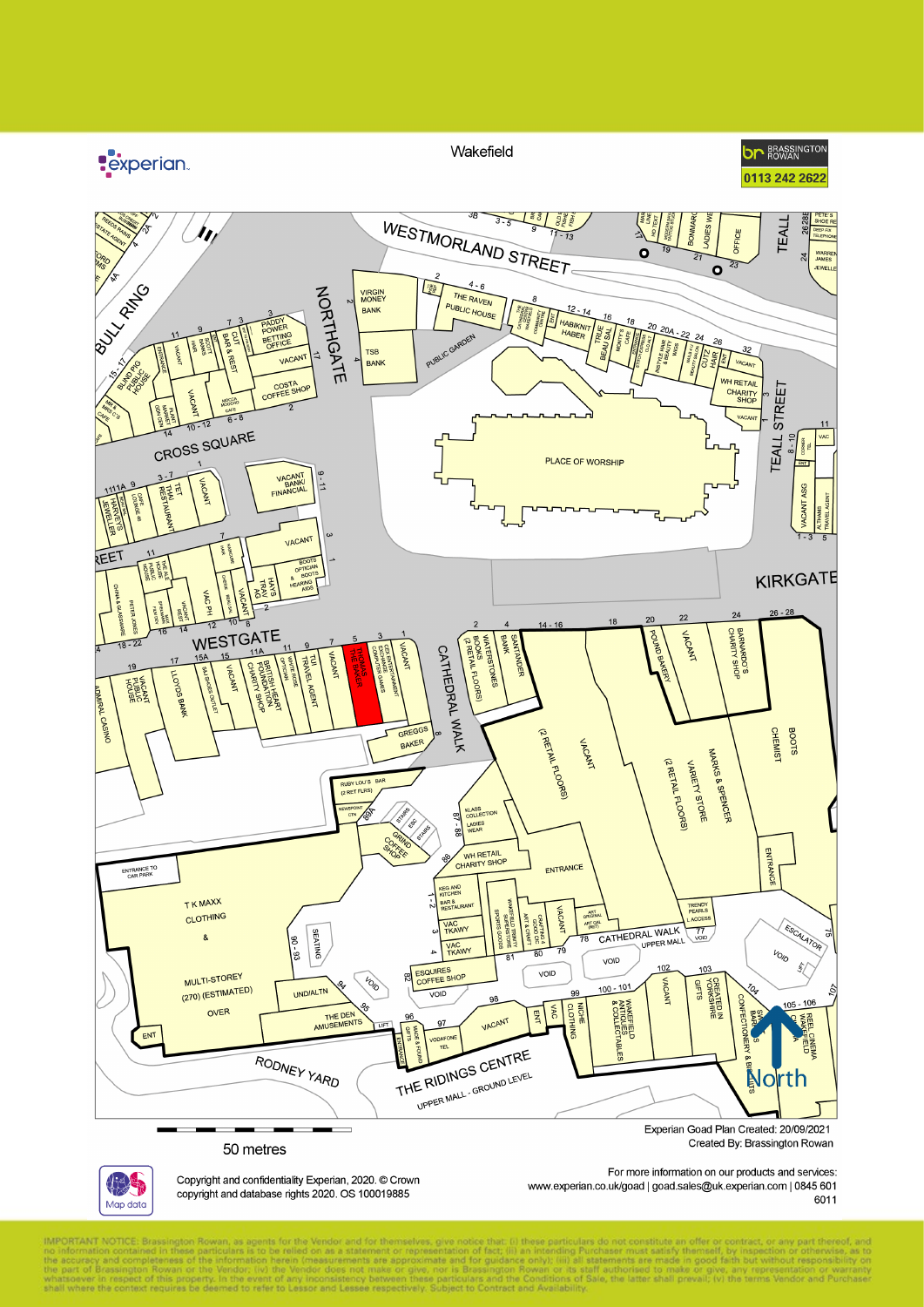Wakefield

Experian Goad Plan Created: 20/09/2021
Created By: Brassington Rowan

50 metres

Copyright and confidentiality Experian, 2020. © Crown copyright and database rights 2020. OS 100019885

For more information on our products and services:
www.experian.co.uk/goad | goad.sales@uk.experian.com | 0845 601 6011

BRASSINGTON ROWAN
0113 242 2622

IMPORTANT NOTICE: Brassington Rowan, as agents for the Vendor and for themselves, give notice that: (i) these particulars do not constitute an offer or contract, or any part thereof, and no information contained in these particulars is to be relied on as a statement or representation of fact; (ii) an intending Purchaser must satisfy themself, by inspection or otherwise, as to the accuracy and completeness of the information herein (measurements are approximate and for guidance only); (iii) all statements are made in good faith but without responsibility on the part of Brassington Rowan or the Vendor; (iv) the Vendor does not make or give, nor is Brassington Rowan or its staff authorised to make or give, any representation or warranty whatsoever in respect of this property. In the event of any inconsistency between these particulars and the Conditions of Sale, the latter shall prevail; (v) the terms Vendor and Purchaser shall where the context requires be deemed to refer to Lessor and Lessee respectively. Subject to Contract and Availability.